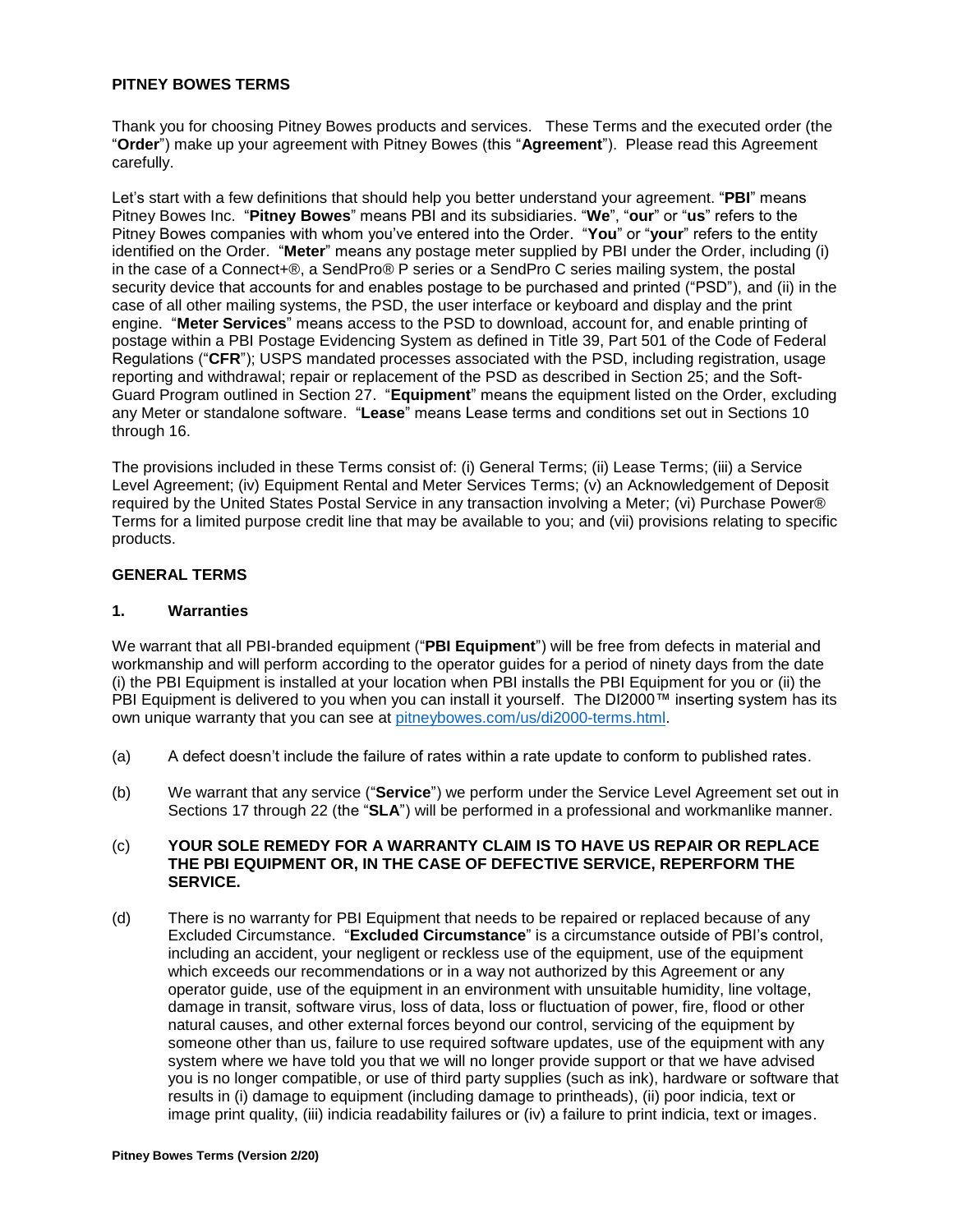# PITNEY BOWES TERMS

Thank you for choosing Pitney Bowes products and services. These Terms and the executed order (the "**Order**") make up your agreement with Pitney Bowes (this "**Agreement**"). Please read this Agreement carefully.

Let's start with a few definitions that should help you better understand your agreement. "**PBI**" means Pitney Bowes Inc. "**Pitney Bowes**" means PBI and its subsidiaries. "**We**", "**our**" or "**us**" refers to the Pitney Bowes companies with whom you've entered into the Order. "**You**" or "**your**" refers to the entity identified on the Order. "**Meter**" means any postage meter supplied by PBI under the Order, including (i) in the case of a Connect+®, a SendPro® P series or a SendPro C series mailing system, the postal security device that accounts for and enables postage to be purchased and printed ("PSD"), and (ii) in the case of all other mailing systems, the PSD, the user interface or keyboard and display and the print engine. "**Meter Services**" means access to the PSD to download, account for, and enable printing of postage within a PBI Postage Evidencing System as defined in Title 39, Part 501 of the Code of Federal Regulations ("**CFR**"); USPS mandated processes associated with the PSD, including registration, usage reporting and withdrawal; repair or replacement of the PSD as described in Section 25; and the Soft-Guard Program outlined in Section 27. "**Equipment**" means the equipment listed on the Order, excluding any Meter or standalone software. "**Lease**" means Lease terms and conditions set out in Sections 10 through 16.

The provisions included in these Terms consist of: (i) General Terms; (ii) Lease Terms; (iii) a Service Level Agreement; (iv) Equipment Rental and Meter Services Terms; (v) an Acknowledgement of Deposit required by the United States Postal Service in any transaction involving a Meter; (vi) Purchase Power® Terms for a limited purpose credit line that may be available to you; and (vii) provisions relating to specific products.

## GENERAL TERMS

### 1. Warranties

We warrant that all PBI-branded equipment ("**PBI Equipment**") will be free from defects in material and workmanship and will perform according to the operator guides for a period of ninety days from the date (i) the PBI Equipment is installed at your location when PBI installs the PBI Equipment for you or (ii) the PBI Equipment is delivered to you when you can install it yourself. The DI2000™ inserting system has its own unique warranty that you can see at pitneybowes.com/us/di2000-terms.html.

(a) A defect doesn't include the failure of rates within a rate update to conform to published rates.

(b) We warrant that any service ("**Service**") we perform under the Service Level Agreement set out in Sections 17 through 22 (the "**SLA**") will be performed in a professional and workmanlike manner.

(c) **YOUR SOLE REMEDY FOR A WARRANTY CLAIM IS TO HAVE US REPAIR OR REPLACE THE PBI EQUIPMENT OR, IN THE CASE OF DEFECTIVE SERVICE, REPERFORM THE SERVICE.**

(d) There is no warranty for PBI Equipment that needs to be repaired or replaced because of any Excluded Circumstance. "**Excluded Circumstance**" is a circumstance outside of PBI's control, including an accident, your negligent or reckless use of the equipment, use of the equipment which exceeds our recommendations or in a way not authorized by this Agreement or any operator guide, use of the equipment in an environment with unsuitable humidity, line voltage, damage in transit, software virus, loss of data, loss or fluctuation of power, fire, flood or other natural causes, and other external forces beyond our control, servicing of the equipment by someone other than us, failure to use required software updates, use of the equipment with any system where we have told you that we will no longer provide support or that we have advised you is no longer compatible, or use of third party supplies (such as ink), hardware or software that results in (i) damage to equipment (including damage to printheads), (ii) poor indicia, text or image print quality, (iii) indicia readability failures or (iv) a failure to print indicia, text or images.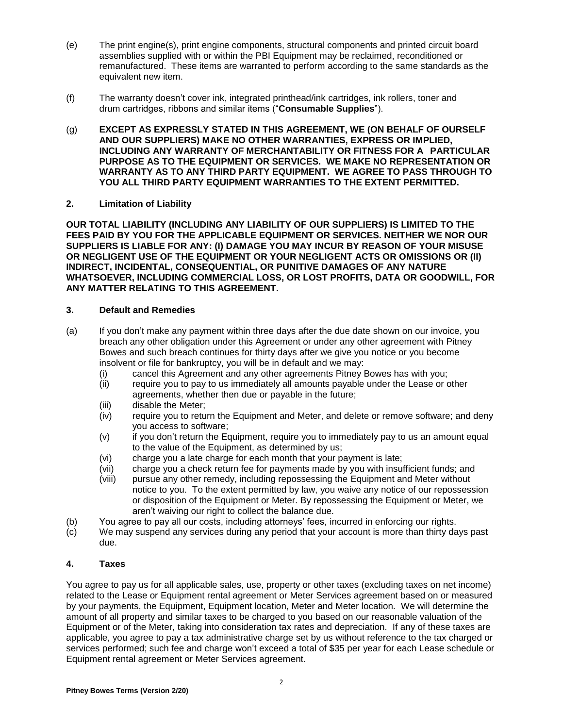(e) The print engine(s), print engine components, structural components and printed circuit board assemblies supplied with or within the PBI Equipment may be reclaimed, reconditioned or remanufactured. These items are warranted to perform according to the same standards as the equivalent new item.

(f) The warranty doesn't cover ink, integrated printhead/ink cartridges, ink rollers, toner and drum cartridges, ribbons and similar items ("**Consumable Supplies**").

(g) **EXCEPT AS EXPRESSLY STATED IN THIS AGREEMENT, WE (ON BEHALF OF OURSELF AND OUR SUPPLIERS) MAKE NO OTHER WARRANTIES, EXPRESS OR IMPLIED, INCLUDING ANY WARRANTY OF MERCHANTABILITY OR FITNESS FOR A PARTICULAR PURPOSE AS TO THE EQUIPMENT OR SERVICES. WE MAKE NO REPRESENTATION OR WARRANTY AS TO ANY THIRD PARTY EQUIPMENT. WE AGREE TO PASS THROUGH TO YOU ALL THIRD PARTY EQUIPMENT WARRANTIES TO THE EXTENT PERMITTED.**

## 2. Limitation of Liability

**OUR TOTAL LIABILITY (INCLUDING ANY LIABILITY OF OUR SUPPLIERS) IS LIMITED TO THE FEES PAID BY YOU FOR THE APPLICABLE EQUIPMENT OR SERVICES. NEITHER WE NOR OUR SUPPLIERS IS LIABLE FOR ANY: (I) DAMAGE YOU MAY INCUR BY REASON OF YOUR MISUSE OR NEGLIGENT USE OF THE EQUIPMENT OR YOUR NEGLIGENT ACTS OR OMISSIONS OR (II) INDIRECT, INCIDENTAL, CONSEQUENTIAL, OR PUNITIVE DAMAGES OF ANY NATURE WHATSOEVER, INCLUDING COMMERCIAL LOSS, OR LOST PROFITS, DATA OR GOODWILL, FOR ANY MATTER RELATING TO THIS AGREEMENT.**

## 3. Default and Remedies

(a) If you don't make any payment within three days after the due date shown on our invoice, you breach any other obligation under this Agreement or under any other agreement with Pitney Bowes and such breach continues for thirty days after we give you notice or you become insolvent or file for bankruptcy, you will be in default and we may:
   (i) cancel this Agreement and any other agreements Pitney Bowes has with you;
   (ii) require you to pay to us immediately all amounts payable under the Lease or other agreements, whether then due or payable in the future;
   (iii) disable the Meter;
   (iv) require you to return the Equipment and Meter, and delete or remove software; and deny you access to software;
   (v) if you don't return the Equipment, require you to immediately pay to us an amount equal to the value of the Equipment, as determined by us;
   (vi) charge you a late charge for each month that your payment is late;
   (vii) charge you a check return fee for payments made by you with insufficient funds; and
   (viii) pursue any other remedy, including repossessing the Equipment and Meter without notice to you. To the extent permitted by law, you waive any notice of our repossession or disposition of the Equipment or Meter. By repossessing the Equipment or Meter, we aren't waiving our right to collect the balance due.

(b) You agree to pay all our costs, including attorneys' fees, incurred in enforcing our rights.

(c) We may suspend any services during any period that your account is more than thirty days past due.

## 4. Taxes

You agree to pay us for all applicable sales, use, property or other taxes (excluding taxes on net income) related to the Lease or Equipment rental agreement or Meter Services agreement based on or measured by your payments, the Equipment, Equipment location, Meter and Meter location. We will determine the amount of all property and similar taxes to be charged to you based on our reasonable valuation of the Equipment or of the Meter, taking into consideration tax rates and depreciation. If any of these taxes are applicable, you agree to pay a tax administrative charge set by us without reference to the tax charged or services performed; such fee and charge won't exceed a total of $35 per year for each Lease schedule or Equipment rental agreement or Meter Services agreement.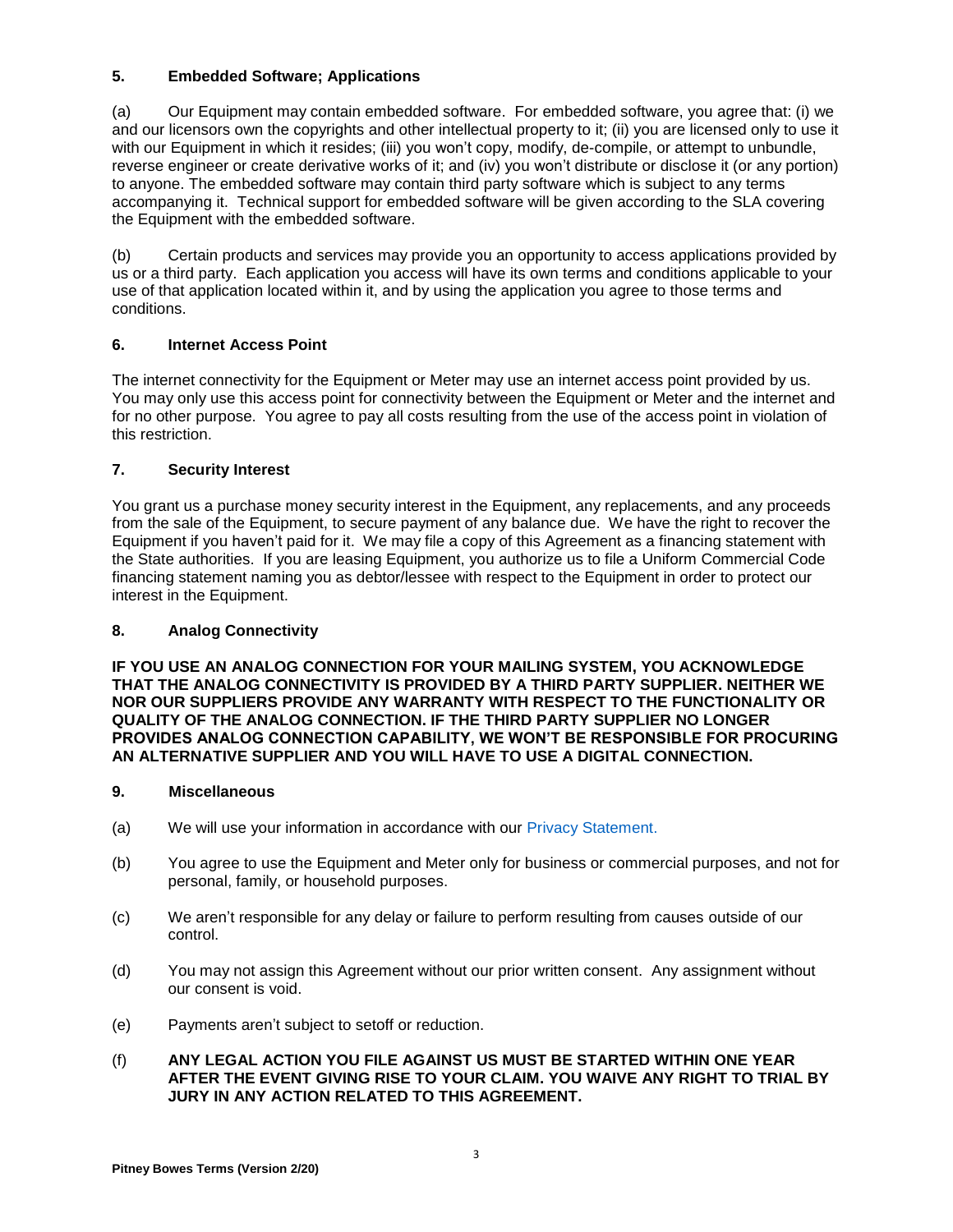### 5. Embedded Software; Applications

(a) Our Equipment may contain embedded software. For embedded software, you agree that: (i) we and our licensors own the copyrights and other intellectual property to it; (ii) you are licensed only to use it with our Equipment in which it resides; (iii) you won't copy, modify, de-compile, or attempt to unbundle, reverse engineer or create derivative works of it; and (iv) you won't distribute or disclose it (or any portion) to anyone. The embedded software may contain third party software which is subject to any terms accompanying it. Technical support for embedded software will be given according to the SLA covering the Equipment with the embedded software.

(b) Certain products and services may provide you an opportunity to access applications provided by us or a third party. Each application you access will have its own terms and conditions applicable to your use of that application located within it, and by using the application you agree to those terms and conditions.

### 6. Internet Access Point

The internet connectivity for the Equipment or Meter may use an internet access point provided by us. You may only use this access point for connectivity between the Equipment or Meter and the internet and for no other purpose. You agree to pay all costs resulting from the use of the access point in violation of this restriction.

### 7. Security Interest

You grant us a purchase money security interest in the Equipment, any replacements, and any proceeds from the sale of the Equipment, to secure payment of any balance due. We have the right to recover the Equipment if you haven't paid for it. We may file a copy of this Agreement as a financing statement with the State authorities. If you are leasing Equipment, you authorize us to file a Uniform Commercial Code financing statement naming you as debtor/lessee with respect to the Equipment in order to protect our interest in the Equipment.

### 8. Analog Connectivity

**IF YOU USE AN ANALOG CONNECTION FOR YOUR MAILING SYSTEM, YOU ACKNOWLEDGE THAT THE ANALOG CONNECTIVITY IS PROVIDED BY A THIRD PARTY SUPPLIER. NEITHER WE NOR OUR SUPPLIERS PROVIDE ANY WARRANTY WITH RESPECT TO THE FUNCTIONALITY OR QUALITY OF THE ANALOG CONNECTION. IF THE THIRD PARTY SUPPLIER NO LONGER PROVIDES ANALOG CONNECTION CAPABILITY, WE WON'T BE RESPONSIBLE FOR PROCURING AN ALTERNATIVE SUPPLIER AND YOU WILL HAVE TO USE A DIGITAL CONNECTION.**

### 9. Miscellaneous

(a) We will use your information in accordance with our Privacy Statement.

(b) You agree to use the Equipment and Meter only for business or commercial purposes, and not for personal, family, or household purposes.

(c) We aren't responsible for any delay or failure to perform resulting from causes outside of our control.

(d) You may not assign this Agreement without our prior written consent. Any assignment without our consent is void.

(e) Payments aren't subject to setoff or reduction.

(f) **ANY LEGAL ACTION YOU FILE AGAINST US MUST BE STARTED WITHIN ONE YEAR AFTER THE EVENT GIVING RISE TO YOUR CLAIM. YOU WAIVE ANY RIGHT TO TRIAL BY JURY IN ANY ACTION RELATED TO THIS AGREEMENT.**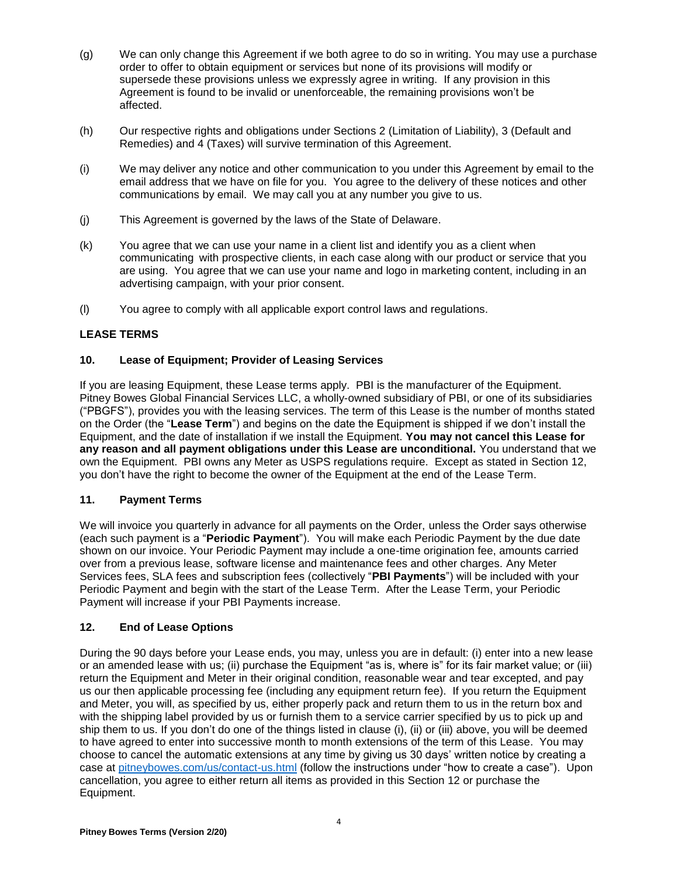(g) We can only change this Agreement if we both agree to do so in writing. You may use a purchase order to offer to obtain equipment or services but none of its provisions will modify or supersede these provisions unless we expressly agree in writing. If any provision in this Agreement is found to be invalid or unenforceable, the remaining provisions won't be affected.

(h) Our respective rights and obligations under Sections 2 (Limitation of Liability), 3 (Default and Remedies) and 4 (Taxes) will survive termination of this Agreement.

(i) We may deliver any notice and other communication to you under this Agreement by email to the email address that we have on file for you. You agree to the delivery of these notices and other communications by email. We may call you at any number you give to us.

(j) This Agreement is governed by the laws of the State of Delaware.

(k) You agree that we can use your name in a client list and identify you as a client when communicating with prospective clients, in each case along with our product or service that you are using. You agree that we can use your name and logo in marketing content, including in an advertising campaign, with your prior consent.

(l) You agree to comply with all applicable export control laws and regulations.

## LEASE TERMS

### 10. Lease of Equipment; Provider of Leasing Services

If you are leasing Equipment, these Lease terms apply. PBI is the manufacturer of the Equipment. Pitney Bowes Global Financial Services LLC, a wholly-owned subsidiary of PBI, or one of its subsidiaries ("PBGFS"), provides you with the leasing services. The term of this Lease is the number of months stated on the Order (the "**Lease Term**") and begins on the date the Equipment is shipped if we don't install the Equipment, and the date of installation if we install the Equipment. **You may not cancel this Lease for any reason and all payment obligations under this Lease are unconditional.** You understand that we own the Equipment. PBI owns any Meter as USPS regulations require. Except as stated in Section 12, you don't have the right to become the owner of the Equipment at the end of the Lease Term.

### 11. Payment Terms

We will invoice you quarterly in advance for all payments on the Order, unless the Order says otherwise (each such payment is a "**Periodic Payment**"). You will make each Periodic Payment by the due date shown on our invoice. Your Periodic Payment may include a one-time origination fee, amounts carried over from a previous lease, software license and maintenance fees and other charges. Any Meter Services fees, SLA fees and subscription fees (collectively "**PBI Payments**") will be included with your Periodic Payment and begin with the start of the Lease Term. After the Lease Term, your Periodic Payment will increase if your PBI Payments increase.

### 12. End of Lease Options

During the 90 days before your Lease ends, you may, unless you are in default: (i) enter into a new lease or an amended lease with us; (ii) purchase the Equipment "as is, where is" for its fair market value; or (iii) return the Equipment and Meter in their original condition, reasonable wear and tear excepted, and pay us our then applicable processing fee (including any equipment return fee). If you return the Equipment and Meter, you will, as specified by us, either properly pack and return them to us in the return box and with the shipping label provided by us or furnish them to a service carrier specified by us to pick up and ship them to us. If you don't do one of the things listed in clause (i), (ii) or (iii) above, you will be deemed to have agreed to enter into successive month to month extensions of the term of this Lease. You may choose to cancel the automatic extensions at any time by giving us 30 days' written notice by creating a case at pitneybowes.com/us/contact-us.html (follow the instructions under "how to create a case"). Upon cancellation, you agree to either return all items as provided in this Section 12 or purchase the Equipment.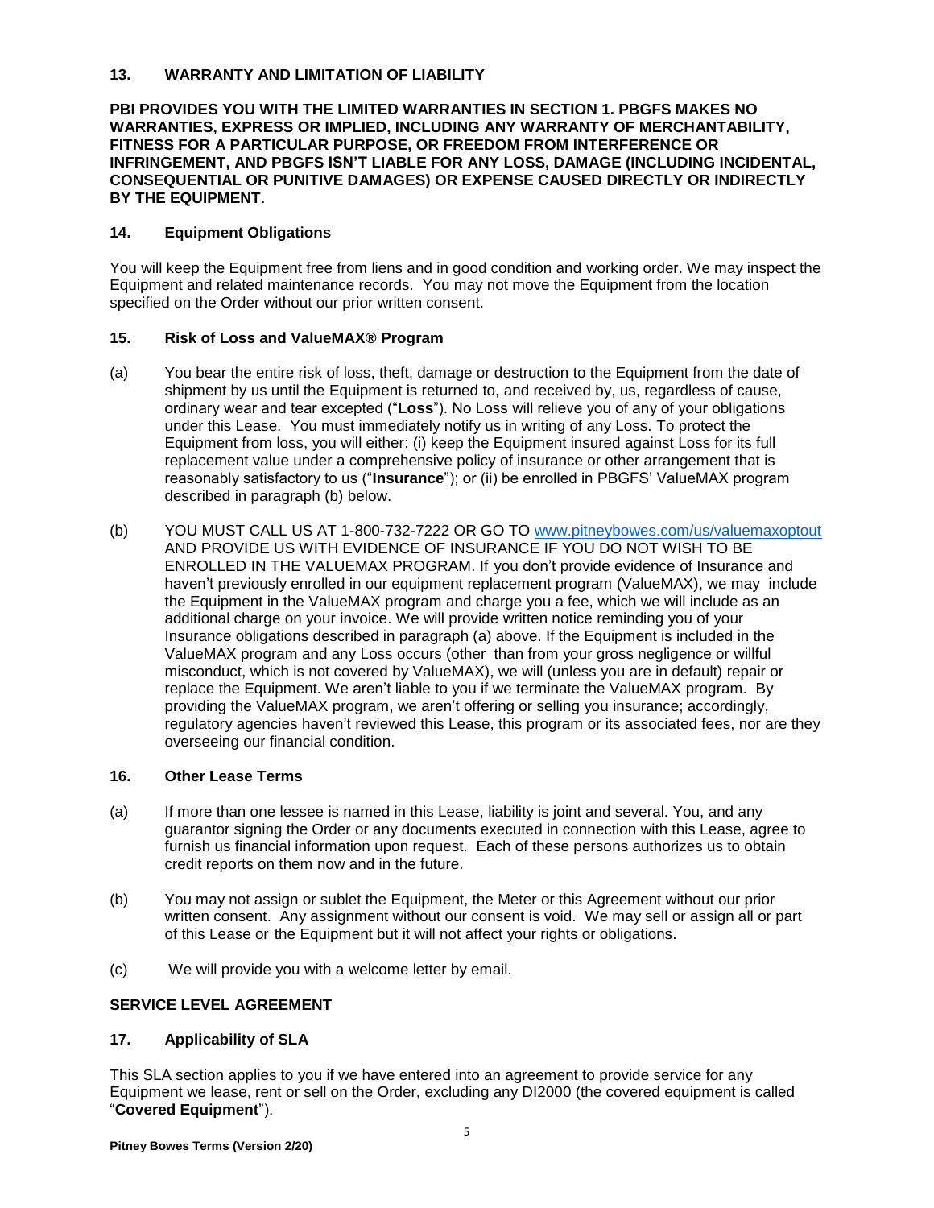### 13. WARRANTY AND LIMITATION OF LIABILITY

**PBI PROVIDES YOU WITH THE LIMITED WARRANTIES IN SECTION 1. PBGFS MAKES NO WARRANTIES, EXPRESS OR IMPLIED, INCLUDING ANY WARRANTY OF MERCHANTABILITY, FITNESS FOR A PARTICULAR PURPOSE, OR FREEDOM FROM INTERFERENCE OR INFRINGEMENT, AND PBGFS ISN'T LIABLE FOR ANY LOSS, DAMAGE (INCLUDING INCIDENTAL, CONSEQUENTIAL OR PUNITIVE DAMAGES) OR EXPENSE CAUSED DIRECTLY OR INDIRECTLY BY THE EQUIPMENT.**

### 14. Equipment Obligations

You will keep the Equipment free from liens and in good condition and working order. We may inspect the Equipment and related maintenance records. You may not move the Equipment from the location specified on the Order without our prior written consent.

### 15. Risk of Loss and ValueMAX® Program

(a) You bear the entire risk of loss, theft, damage or destruction to the Equipment from the date of shipment by us until the Equipment is returned to, and received by, us, regardless of cause, ordinary wear and tear excepted ("**Loss**"). No Loss will relieve you of any of your obligations under this Lease. You must immediately notify us in writing of any Loss. To protect the Equipment from loss, you will either: (i) keep the Equipment insured against Loss for its full replacement value under a comprehensive policy of insurance or other arrangement that is reasonably satisfactory to us ("**Insurance**"); or (ii) be enrolled in PBGFS' ValueMAX program described in paragraph (b) below.

(b) YOU MUST CALL US AT 1-800-732-7222 OR GO TO www.pitneybowes.com/us/valuemaxoptout AND PROVIDE US WITH EVIDENCE OF INSURANCE IF YOU DO NOT WISH TO BE ENROLLED IN THE VALUEMAX PROGRAM. If you don't provide evidence of Insurance and haven't previously enrolled in our equipment replacement program (ValueMAX), we may include the Equipment in the ValueMAX program and charge you a fee, which we will include as an additional charge on your invoice. We will provide written notice reminding you of your Insurance obligations described in paragraph (a) above. If the Equipment is included in the ValueMAX program and any Loss occurs (other than from your gross negligence or willful misconduct, which is not covered by ValueMAX), we will (unless you are in default) repair or replace the Equipment. We aren't liable to you if we terminate the ValueMAX program. By providing the ValueMAX program, we aren't offering or selling you insurance; accordingly, regulatory agencies haven't reviewed this Lease, this program or its associated fees, nor are they overseeing our financial condition.

### 16. Other Lease Terms

(a) If more than one lessee is named in this Lease, liability is joint and several. You, and any guarantor signing the Order or any documents executed in connection with this Lease, agree to furnish us financial information upon request. Each of these persons authorizes us to obtain credit reports on them now and in the future.

(b) You may not assign or sublet the Equipment, the Meter or this Agreement without our prior written consent. Any assignment without our consent is void. We may sell or assign all or part of this Lease or the Equipment but it will not affect your rights or obligations.

(c) We will provide you with a welcome letter by email.

## SERVICE LEVEL AGREEMENT

### 17. Applicability of SLA

This SLA section applies to you if we have entered into an agreement to provide service for any Equipment we lease, rent or sell on the Order, excluding any DI2000 (the covered equipment is called "**Covered Equipment**").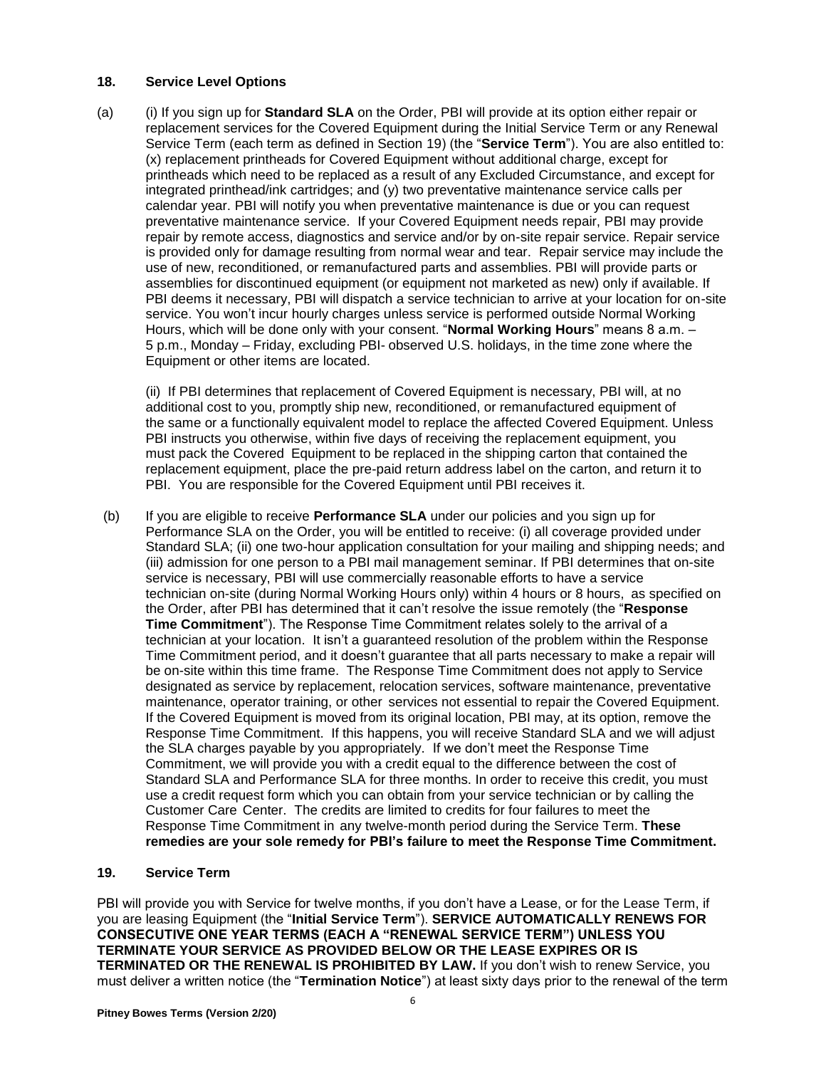### 18. Service Level Options

(a) (i) If you sign up for **Standard SLA** on the Order, PBI will provide at its option either repair or replacement services for the Covered Equipment during the Initial Service Term or any Renewal Service Term (each term as defined in Section 19) (the "**Service Term**"). You are also entitled to: (x) replacement printheads for Covered Equipment without additional charge, except for printheads which need to be replaced as a result of any Excluded Circumstance, and except for integrated printhead/ink cartridges; and (y) two preventative maintenance service calls per calendar year. PBI will notify you when preventative maintenance is due or you can request preventative maintenance service. If your Covered Equipment needs repair, PBI may provide repair by remote access, diagnostics and service and/or by on-site repair service. Repair service is provided only for damage resulting from normal wear and tear. Repair service may include the use of new, reconditioned, or remanufactured parts and assemblies. PBI will provide parts or assemblies for discontinued equipment (or equipment not marketed as new) only if available. If PBI deems it necessary, PBI will dispatch a service technician to arrive at your location for on-site service. You won't incur hourly charges unless service is performed outside Normal Working Hours, which will be done only with your consent. "**Normal Working Hours**" means 8 a.m. – 5 p.m., Monday – Friday, excluding PBI- observed U.S. holidays, in the time zone where the Equipment or other items are located.

(ii) If PBI determines that replacement of Covered Equipment is necessary, PBI will, at no additional cost to you, promptly ship new, reconditioned, or remanufactured equipment of the same or a functionally equivalent model to replace the affected Covered Equipment. Unless PBI instructs you otherwise, within five days of receiving the replacement equipment, you must pack the Covered Equipment to be replaced in the shipping carton that contained the replacement equipment, place the pre-paid return address label on the carton, and return it to PBI. You are responsible for the Covered Equipment until PBI receives it.

(b) If you are eligible to receive **Performance SLA** under our policies and you sign up for Performance SLA on the Order, you will be entitled to receive: (i) all coverage provided under Standard SLA; (ii) one two-hour application consultation for your mailing and shipping needs; and (iii) admission for one person to a PBI mail management seminar. If PBI determines that on-site service is necessary, PBI will use commercially reasonable efforts to have a service technician on-site (during Normal Working Hours only) within 4 hours or 8 hours, as specified on the Order, after PBI has determined that it can't resolve the issue remotely (the "**Response Time Commitment**"). The Response Time Commitment relates solely to the arrival of a technician at your location. It isn't a guaranteed resolution of the problem within the Response Time Commitment period, and it doesn't guarantee that all parts necessary to make a repair will be on-site within this time frame. The Response Time Commitment does not apply to Service designated as service by replacement, relocation services, software maintenance, preventative maintenance, operator training, or other services not essential to repair the Covered Equipment. If the Covered Equipment is moved from its original location, PBI may, at its option, remove the Response Time Commitment. If this happens, you will receive Standard SLA and we will adjust the SLA charges payable by you appropriately. If we don't meet the Response Time Commitment, we will provide you with a credit equal to the difference between the cost of Standard SLA and Performance SLA for three months. In order to receive this credit, you must use a credit request form which you can obtain from your service technician or by calling the Customer Care Center. The credits are limited to credits for four failures to meet the Response Time Commitment in any twelve-month period during the Service Term. **These remedies are your sole remedy for PBI's failure to meet the Response Time Commitment.**

### 19. Service Term

PBI will provide you with Service for twelve months, if you don't have a Lease, or for the Lease Term, if you are leasing Equipment (the "**Initial Service Term**"). **SERVICE AUTOMATICALLY RENEWS FOR CONSECUTIVE ONE YEAR TERMS (EACH A "RENEWAL SERVICE TERM") UNLESS YOU TERMINATE YOUR SERVICE AS PROVIDED BELOW OR THE LEASE EXPIRES OR IS TERMINATED OR THE RENEWAL IS PROHIBITED BY LAW.** If you don't wish to renew Service, you must deliver a written notice (the "**Termination Notice**") at least sixty days prior to the renewal of the term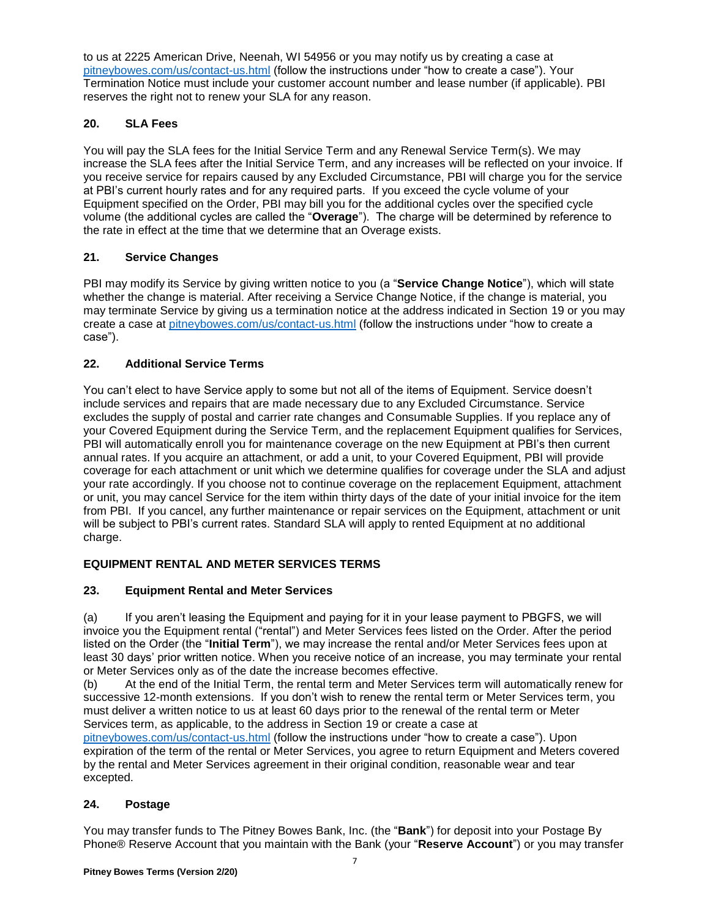to us at 2225 American Drive, Neenah, WI 54956 or you may notify us by creating a case at pitneybowes.com/us/contact-us.html (follow the instructions under "how to create a case"). Your Termination Notice must include your customer account number and lease number (if applicable). PBI reserves the right not to renew your SLA for any reason.

### 20. SLA Fees

You will pay the SLA fees for the Initial Service Term and any Renewal Service Term(s). We may increase the SLA fees after the Initial Service Term, and any increases will be reflected on your invoice. If you receive service for repairs caused by any Excluded Circumstance, PBI will charge you for the service at PBI's current hourly rates and for any required parts. If you exceed the cycle volume of your Equipment specified on the Order, PBI may bill you for the additional cycles over the specified cycle volume (the additional cycles are called the "**Overage**"). The charge will be determined by reference to the rate in effect at the time that we determine that an Overage exists.

### 21. Service Changes

PBI may modify its Service by giving written notice to you (a "**Service Change Notice**"), which will state whether the change is material. After receiving a Service Change Notice, if the change is material, you may terminate Service by giving us a termination notice at the address indicated in Section 19 or you may create a case at pitneybowes.com/us/contact-us.html (follow the instructions under "how to create a case").

### 22. Additional Service Terms

You can't elect to have Service apply to some but not all of the items of Equipment. Service doesn't include services and repairs that are made necessary due to any Excluded Circumstance. Service excludes the supply of postal and carrier rate changes and Consumable Supplies. If you replace any of your Covered Equipment during the Service Term, and the replacement Equipment qualifies for Services, PBI will automatically enroll you for maintenance coverage on the new Equipment at PBI's then current annual rates. If you acquire an attachment, or add a unit, to your Covered Equipment, PBI will provide coverage for each attachment or unit which we determine qualifies for coverage under the SLA and adjust your rate accordingly. If you choose not to continue coverage on the replacement Equipment, attachment or unit, you may cancel Service for the item within thirty days of the date of your initial invoice for the item from PBI. If you cancel, any further maintenance or repair services on the Equipment, attachment or unit will be subject to PBI's current rates. Standard SLA will apply to rented Equipment at no additional charge.

## EQUIPMENT RENTAL AND METER SERVICES TERMS

### 23. Equipment Rental and Meter Services

(a) If you aren't leasing the Equipment and paying for it in your lease payment to PBGFS, we will invoice you the Equipment rental ("rental") and Meter Services fees listed on the Order. After the period listed on the Order (the "**Initial Term**"), we may increase the rental and/or Meter Services fees upon at least 30 days' prior written notice. When you receive notice of an increase, you may terminate your rental or Meter Services only as of the date the increase becomes effective.

(b) At the end of the Initial Term, the rental term and Meter Services term will automatically renew for successive 12-month extensions. If you don't wish to renew the rental term or Meter Services term, you must deliver a written notice to us at least 60 days prior to the renewal of the rental term or Meter Services term, as applicable, to the address in Section 19 or create a case at pitneybowes.com/us/contact-us.html (follow the instructions under "how to create a case"). Upon expiration of the term of the rental or Meter Services, you agree to return Equipment and Meters covered by the rental and Meter Services agreement in their original condition, reasonable wear and tear excepted.

### 24. Postage

You may transfer funds to The Pitney Bowes Bank, Inc. (the "**Bank**") for deposit into your Postage By Phone® Reserve Account that you maintain with the Bank (your "**Reserve Account**") or you may transfer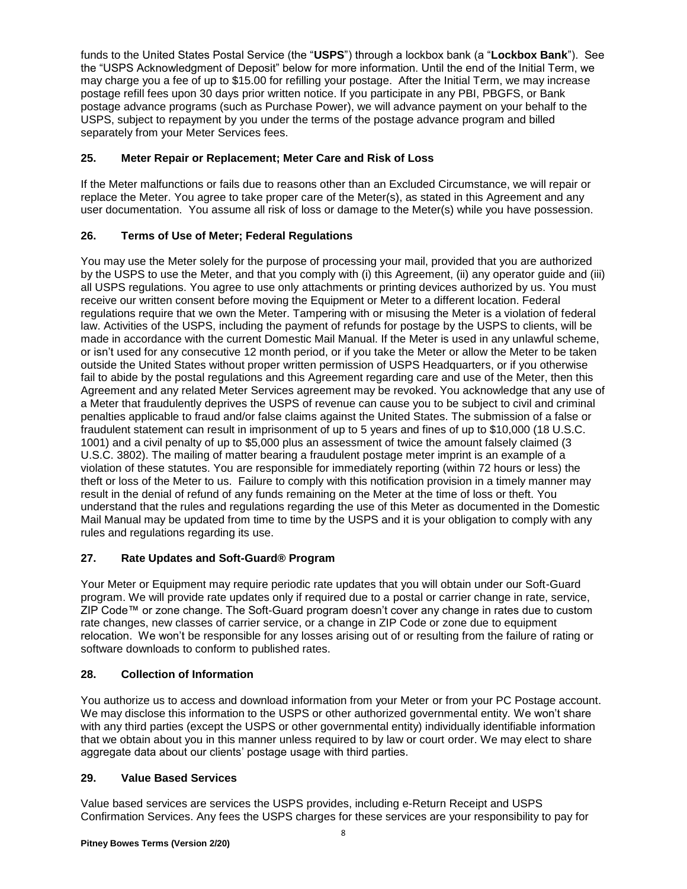funds to the United States Postal Service (the "**USPS**") through a lockbox bank (a "**Lockbox Bank**"). See the "USPS Acknowledgment of Deposit" below for more information. Until the end of the Initial Term, we may charge you a fee of up to $15.00 for refilling your postage. After the Initial Term, we may increase postage refill fees upon 30 days prior written notice. If you participate in any PBI, PBGFS, or Bank postage advance programs (such as Purchase Power), we will advance payment on your behalf to the USPS, subject to repayment by you under the terms of the postage advance program and billed separately from your Meter Services fees.

## 25. Meter Repair or Replacement; Meter Care and Risk of Loss

If the Meter malfunctions or fails due to reasons other than an Excluded Circumstance, we will repair or replace the Meter. You agree to take proper care of the Meter(s), as stated in this Agreement and any user documentation. You assume all risk of loss or damage to the Meter(s) while you have possession.

## 26. Terms of Use of Meter; Federal Regulations

You may use the Meter solely for the purpose of processing your mail, provided that you are authorized by the USPS to use the Meter, and that you comply with (i) this Agreement, (ii) any operator guide and (iii) all USPS regulations. You agree to use only attachments or printing devices authorized by us. You must receive our written consent before moving the Equipment or Meter to a different location. Federal regulations require that we own the Meter. Tampering with or misusing the Meter is a violation of federal law. Activities of the USPS, including the payment of refunds for postage by the USPS to clients, will be made in accordance with the current Domestic Mail Manual. If the Meter is used in any unlawful scheme, or isn't used for any consecutive 12 month period, or if you take the Meter or allow the Meter to be taken outside the United States without proper written permission of USPS Headquarters, or if you otherwise fail to abide by the postal regulations and this Agreement regarding care and use of the Meter, then this Agreement and any related Meter Services agreement may be revoked. You acknowledge that any use of a Meter that fraudulently deprives the USPS of revenue can cause you to be subject to civil and criminal penalties applicable to fraud and/or false claims against the United States. The submission of a false or fraudulent statement can result in imprisonment of up to 5 years and fines of up to $10,000 (18 U.S.C. 1001) and a civil penalty of up to $5,000 plus an assessment of twice the amount falsely claimed (3 U.S.C. 3802). The mailing of matter bearing a fraudulent postage meter imprint is an example of a violation of these statutes. You are responsible for immediately reporting (within 72 hours or less) the theft or loss of the Meter to us. Failure to comply with this notification provision in a timely manner may result in the denial of refund of any funds remaining on the Meter at the time of loss or theft. You understand that the rules and regulations regarding the use of this Meter as documented in the Domestic Mail Manual may be updated from time to time by the USPS and it is your obligation to comply with any rules and regulations regarding its use.

## 27. Rate Updates and Soft-Guard® Program

Your Meter or Equipment may require periodic rate updates that you will obtain under our Soft-Guard program. We will provide rate updates only if required due to a postal or carrier change in rate, service, ZIP Code™ or zone change. The Soft-Guard program doesn't cover any change in rates due to custom rate changes, new classes of carrier service, or a change in ZIP Code or zone due to equipment relocation. We won't be responsible for any losses arising out of or resulting from the failure of rating or software downloads to conform to published rates.

## 28. Collection of Information

You authorize us to access and download information from your Meter or from your PC Postage account. We may disclose this information to the USPS or other authorized governmental entity. We won't share with any third parties (except the USPS or other governmental entity) individually identifiable information that we obtain about you in this manner unless required to by law or court order. We may elect to share aggregate data about our clients' postage usage with third parties.

## 29. Value Based Services

Value based services are services the USPS provides, including e-Return Receipt and USPS Confirmation Services. Any fees the USPS charges for these services are your responsibility to pay for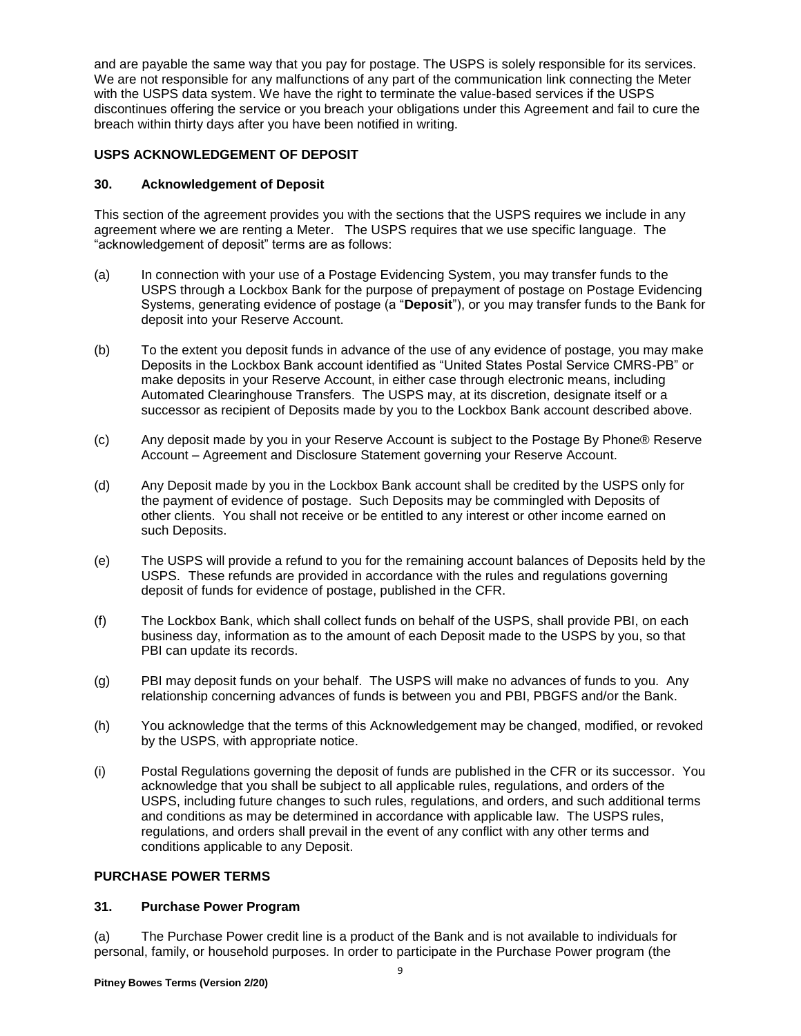and are payable the same way that you pay for postage. The USPS is solely responsible for its services. We are not responsible for any malfunctions of any part of the communication link connecting the Meter with the USPS data system. We have the right to terminate the value-based services if the USPS discontinues offering the service or you breach your obligations under this Agreement and fail to cure the breach within thirty days after you have been notified in writing.

## USPS ACKNOWLEDGEMENT OF DEPOSIT

### 30. Acknowledgement of Deposit

This section of the agreement provides you with the sections that the USPS requires we include in any agreement where we are renting a Meter. The USPS requires that we use specific language. The "acknowledgement of deposit" terms are as follows:

(a) In connection with your use of a Postage Evidencing System, you may transfer funds to the USPS through a Lockbox Bank for the purpose of prepayment of postage on Postage Evidencing Systems, generating evidence of postage (a "**Deposit**"), or you may transfer funds to the Bank for deposit into your Reserve Account.

(b) To the extent you deposit funds in advance of the use of any evidence of postage, you may make Deposits in the Lockbox Bank account identified as "United States Postal Service CMRS-PB" or make deposits in your Reserve Account, in either case through electronic means, including Automated Clearinghouse Transfers. The USPS may, at its discretion, designate itself or a successor as recipient of Deposits made by you to the Lockbox Bank account described above.

(c) Any deposit made by you in your Reserve Account is subject to the Postage By Phone® Reserve Account – Agreement and Disclosure Statement governing your Reserve Account.

(d) Any Deposit made by you in the Lockbox Bank account shall be credited by the USPS only for the payment of evidence of postage. Such Deposits may be commingled with Deposits of other clients. You shall not receive or be entitled to any interest or other income earned on such Deposits.

(e) The USPS will provide a refund to you for the remaining account balances of Deposits held by the USPS. These refunds are provided in accordance with the rules and regulations governing deposit of funds for evidence of postage, published in the CFR.

(f) The Lockbox Bank, which shall collect funds on behalf of the USPS, shall provide PBI, on each business day, information as to the amount of each Deposit made to the USPS by you, so that PBI can update its records.

(g) PBI may deposit funds on your behalf. The USPS will make no advances of funds to you. Any relationship concerning advances of funds is between you and PBI, PBGFS and/or the Bank.

(h) You acknowledge that the terms of this Acknowledgement may be changed, modified, or revoked by the USPS, with appropriate notice.

(i) Postal Regulations governing the deposit of funds are published in the CFR or its successor. You acknowledge that you shall be subject to all applicable rules, regulations, and orders of the USPS, including future changes to such rules, regulations, and orders, and such additional terms and conditions as may be determined in accordance with applicable law. The USPS rules, regulations, and orders shall prevail in the event of any conflict with any other terms and conditions applicable to any Deposit.

## PURCHASE POWER TERMS

### 31. Purchase Power Program

(a) The Purchase Power credit line is a product of the Bank and is not available to individuals for personal, family, or household purposes. In order to participate in the Purchase Power program (the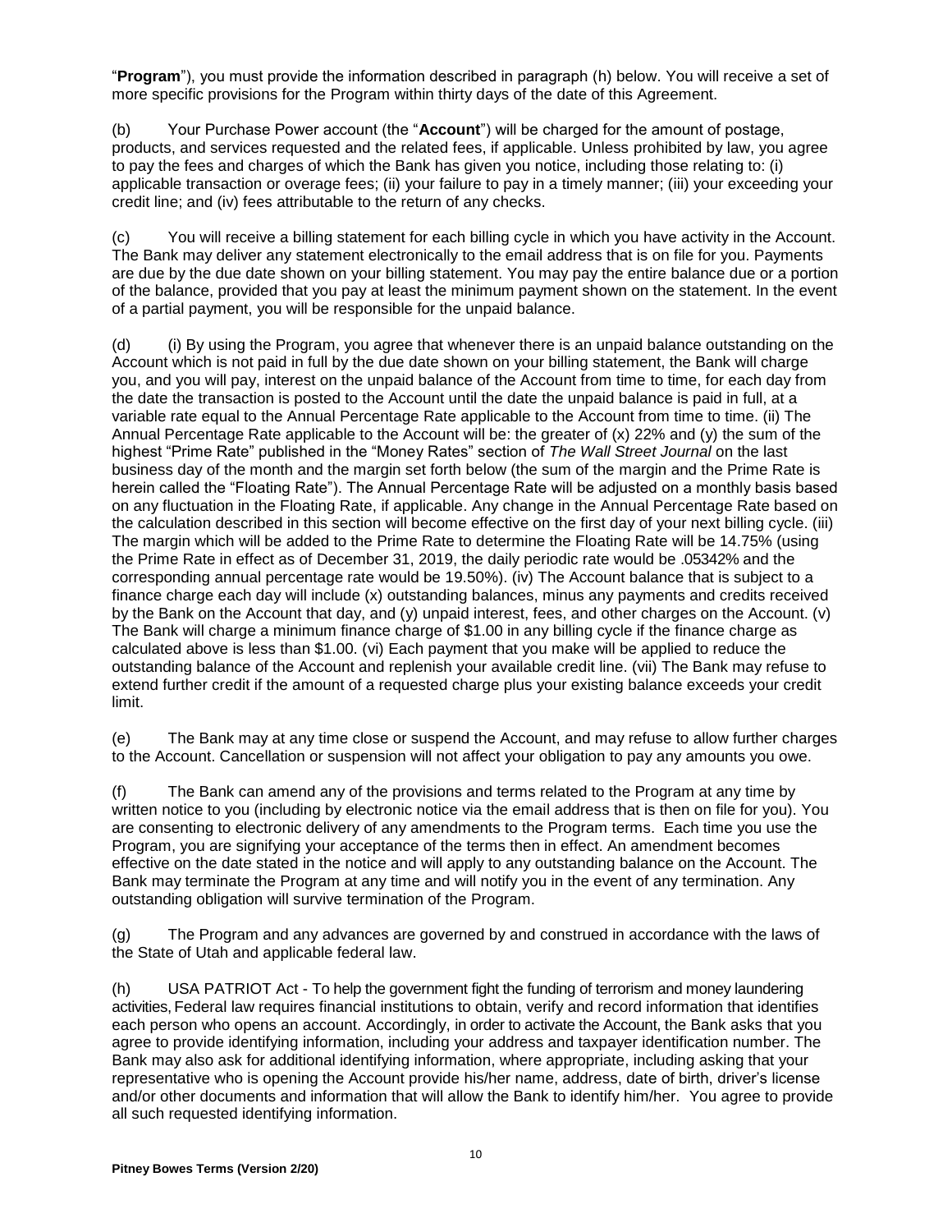"**Program**"), you must provide the information described in paragraph (h) below. You will receive a set of more specific provisions for the Program within thirty days of the date of this Agreement.

(b) Your Purchase Power account (the "**Account**") will be charged for the amount of postage, products, and services requested and the related fees, if applicable. Unless prohibited by law, you agree to pay the fees and charges of which the Bank has given you notice, including those relating to: (i) applicable transaction or overage fees; (ii) your failure to pay in a timely manner; (iii) your exceeding your credit line; and (iv) fees attributable to the return of any checks.

(c) You will receive a billing statement for each billing cycle in which you have activity in the Account. The Bank may deliver any statement electronically to the email address that is on file for you. Payments are due by the due date shown on your billing statement. You may pay the entire balance due or a portion of the balance, provided that you pay at least the minimum payment shown on the statement. In the event of a partial payment, you will be responsible for the unpaid balance.

(d) (i) By using the Program, you agree that whenever there is an unpaid balance outstanding on the Account which is not paid in full by the due date shown on your billing statement, the Bank will charge you, and you will pay, interest on the unpaid balance of the Account from time to time, for each day from the date the transaction is posted to the Account until the date the unpaid balance is paid in full, at a variable rate equal to the Annual Percentage Rate applicable to the Account from time to time. (ii) The Annual Percentage Rate applicable to the Account will be: the greater of (x) 22% and (y) the sum of the highest "Prime Rate" published in the "Money Rates" section of *The Wall Street Journal* on the last business day of the month and the margin set forth below (the sum of the margin and the Prime Rate is herein called the "Floating Rate"). The Annual Percentage Rate will be adjusted on a monthly basis based on any fluctuation in the Floating Rate, if applicable. Any change in the Annual Percentage Rate based on the calculation described in this section will become effective on the first day of your next billing cycle. (iii) The margin which will be added to the Prime Rate to determine the Floating Rate will be 14.75% (using the Prime Rate in effect as of December 31, 2019, the daily periodic rate would be .05342% and the corresponding annual percentage rate would be 19.50%). (iv) The Account balance that is subject to a finance charge each day will include (x) outstanding balances, minus any payments and credits received by the Bank on the Account that day, and (y) unpaid interest, fees, and other charges on the Account. (v) The Bank will charge a minimum finance charge of $1.00 in any billing cycle if the finance charge as calculated above is less than $1.00. (vi) Each payment that you make will be applied to reduce the outstanding balance of the Account and replenish your available credit line. (vii) The Bank may refuse to extend further credit if the amount of a requested charge plus your existing balance exceeds your credit limit.

(e) The Bank may at any time close or suspend the Account, and may refuse to allow further charges to the Account. Cancellation or suspension will not affect your obligation to pay any amounts you owe.

(f) The Bank can amend any of the provisions and terms related to the Program at any time by written notice to you (including by electronic notice via the email address that is then on file for you). You are consenting to electronic delivery of any amendments to the Program terms. Each time you use the Program, you are signifying your acceptance of the terms then in effect. An amendment becomes effective on the date stated in the notice and will apply to any outstanding balance on the Account. The Bank may terminate the Program at any time and will notify you in the event of any termination. Any outstanding obligation will survive termination of the Program.

(g) The Program and any advances are governed by and construed in accordance with the laws of the State of Utah and applicable federal law.

(h) USA PATRIOT Act - To help the government fight the funding of terrorism and money laundering activities, Federal law requires financial institutions to obtain, verify and record information that identifies each person who opens an account. Accordingly, in order to activate the Account, the Bank asks that you agree to provide identifying information, including your address and taxpayer identification number. The Bank may also ask for additional identifying information, where appropriate, including asking that your representative who is opening the Account provide his/her name, address, date of birth, driver's license and/or other documents and information that will allow the Bank to identify him/her. You agree to provide all such requested identifying information.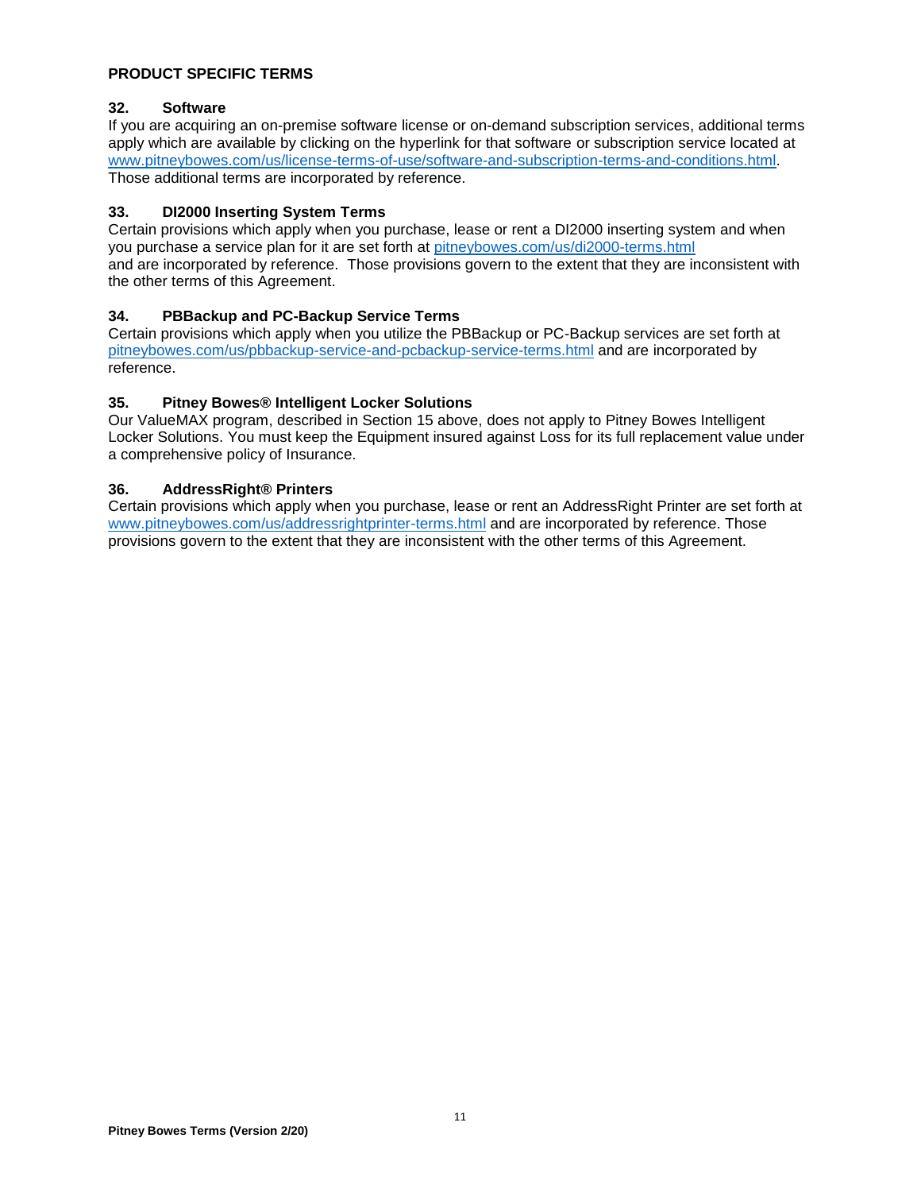**PRODUCT SPECIFIC TERMS**

### 32. Software

If you are acquiring an on-premise software license or on-demand subscription services, additional terms apply which are available by clicking on the hyperlink for that software or subscription service located at [www.pitneybowes.com/us/license-terms-of-use/software-and-subscription-terms-and-conditions.html](www.pitneybowes.com/us/license-terms-of-use/software-and-subscription-terms-and-conditions.html). Those additional terms are incorporated by reference.

### 33. DI2000 Inserting System Terms

Certain provisions which apply when you purchase, lease or rent a DI2000 inserting system and when you purchase a service plan for it are set forth at [pitneybowes.com/us/di2000-terms.html](pitneybowes.com/us/di2000-terms.html) and are incorporated by reference. Those provisions govern to the extent that they are inconsistent with the other terms of this Agreement.

### 34. PBBackup and PC-Backup Service Terms

Certain provisions which apply when you utilize the PBBackup or PC-Backup services are set forth at [pitneybowes.com/us/pbbackup-service-and-pcbackup-service-terms.html](pitneybowes.com/us/pbbackup-service-and-pcbackup-service-terms.html) and are incorporated by reference.

### 35. Pitney Bowes® Intelligent Locker Solutions

Our ValueMAX program, described in Section 15 above, does not apply to Pitney Bowes Intelligent Locker Solutions. You must keep the Equipment insured against Loss for its full replacement value under a comprehensive policy of Insurance.

### 36. AddressRight® Printers

Certain provisions which apply when you purchase, lease or rent an AddressRight Printer are set forth at [www.pitneybowes.com/us/addressrightprinter-terms.html](www.pitneybowes.com/us/addressrightprinter-terms.html) and are incorporated by reference. Those provisions govern to the extent that they are inconsistent with the other terms of this Agreement.